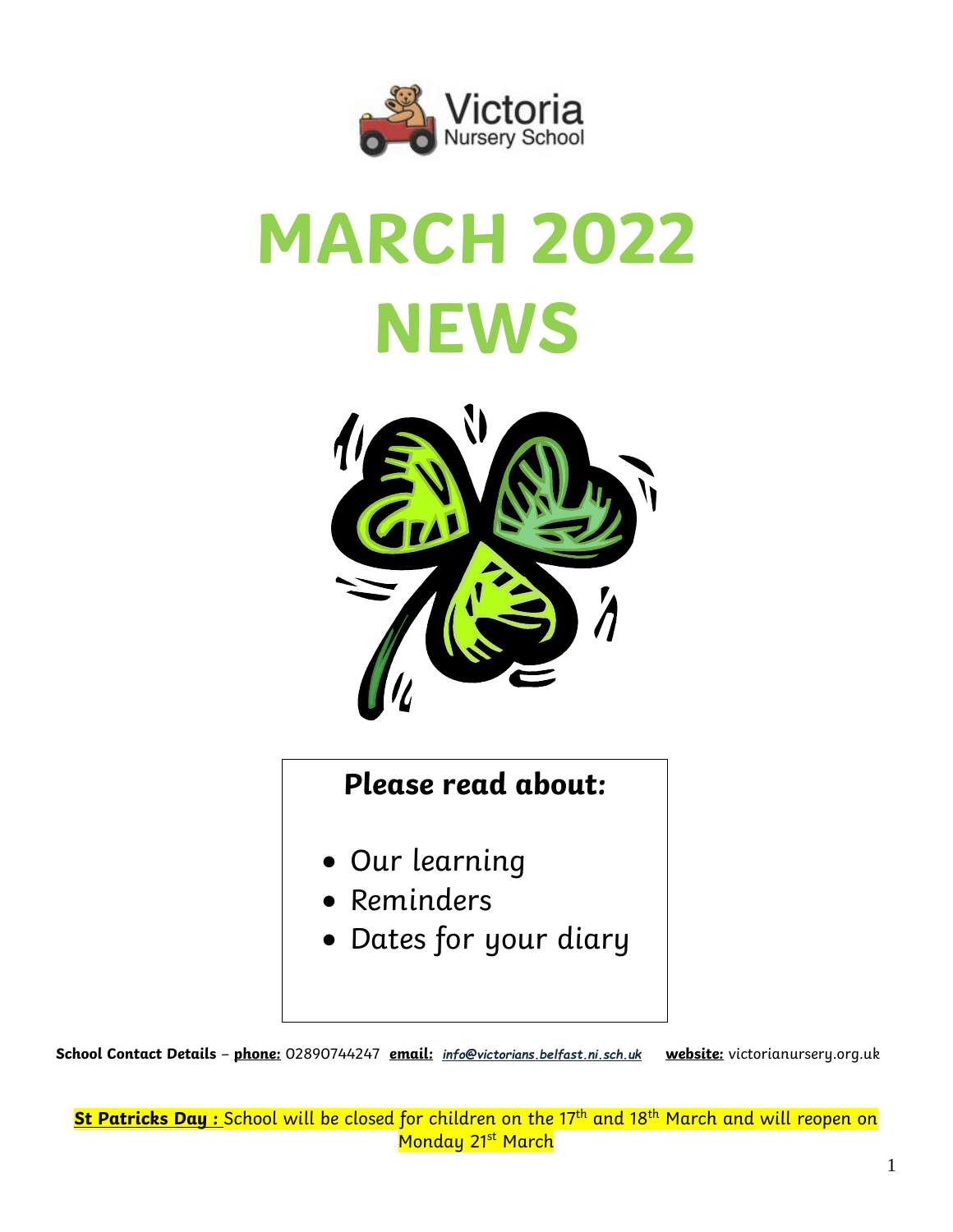Victoria Nursery School

# MARCH 2022 NEWS

**Please read about:**

- Our learning
- Reminders
- Dates for your diary

**School Contact Details** – **phone:** 02890744247 **email:** *info@victorians.belfast.ni.sch.uk* **website:** victorianursery.org.uk

**St Patricks Day :** School will be closed for children on the 17th and 18th March and will reopen on Monday 21st March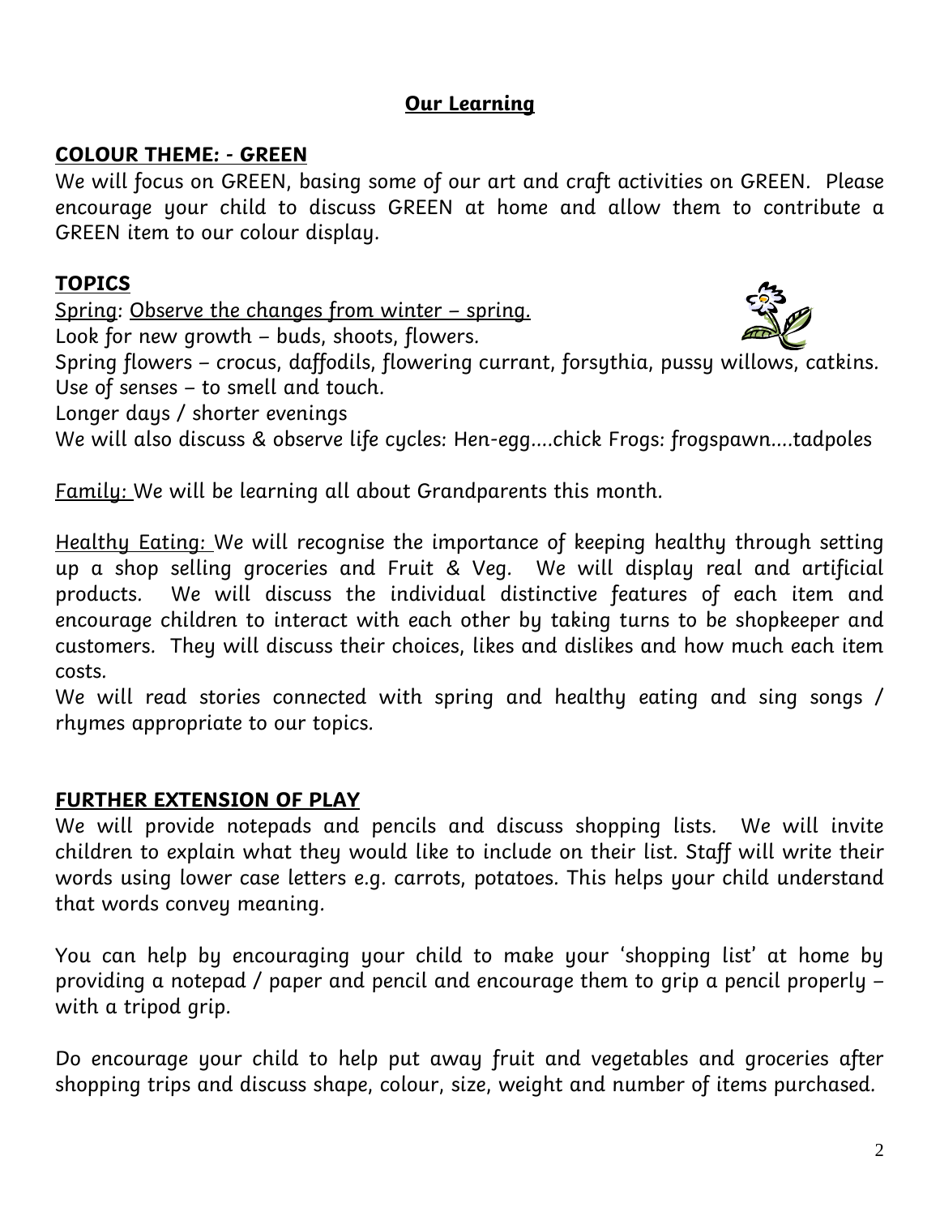# Our Learning

**COLOUR THEME: - GREEN**

We will focus on GREEN, basing some of our art and craft activities on GREEN. Please encourage your child to discuss GREEN at home and allow them to contribute a GREEN item to our colour display.

**TOPICS**

Spring: Observe the changes from winter – spring.
Look for new growth – buds, shoots, flowers.
Spring flowers – crocus, daffodils, flowering currant, forsythia, pussy willows, catkins.
Use of senses – to smell and touch.
Longer days / shorter evenings
We will also discuss & observe life cycles: Hen-egg....chick Frogs: frogspawn....tadpoles

Family: We will be learning all about Grandparents this month.

Healthy Eating: We will recognise the importance of keeping healthy through setting up a shop selling groceries and Fruit & Veg. We will display real and artificial products. We will discuss the individual distinctive features of each item and encourage children to interact with each other by taking turns to be shopkeeper and customers. They will discuss their choices, likes and dislikes and how much each item costs.
We will read stories connected with spring and healthy eating and sing songs / rhymes appropriate to our topics.

**FURTHER EXTENSION OF PLAY**

We will provide notepads and pencils and discuss shopping lists. We will invite children to explain what they would like to include on their list. Staff will write their words using lower case letters e.g. carrots, potatoes. This helps your child understand that words convey meaning.

You can help by encouraging your child to make your 'shopping list' at home by providing a notepad / paper and pencil and encourage them to grip a pencil properly – with a tripod grip.

Do encourage your child to help put away fruit and vegetables and groceries after shopping trips and discuss shape, colour, size, weight and number of items purchased.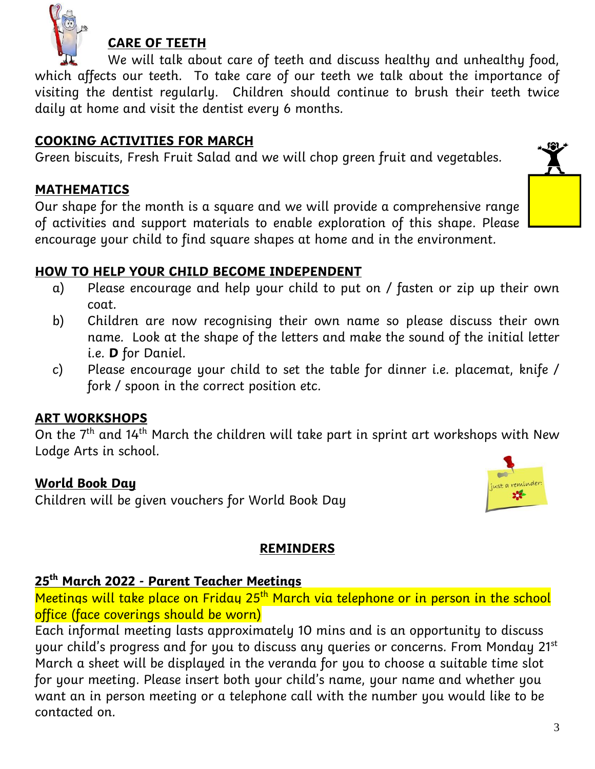## CARE OF TEETH

We will talk about care of teeth and discuss healthy and unhealthy food, which affects our teeth. To take care of our teeth we talk about the importance of visiting the dentist regularly. Children should continue to brush their teeth twice daily at home and visit the dentist every 6 months.

## COOKING ACTIVITIES FOR MARCH

Green biscuits, Fresh Fruit Salad and we will chop green fruit and vegetables.

## MATHEMATICS

Our shape for the month is a square and we will provide a comprehensive range of activities and support materials to enable exploration of this shape. Please encourage your child to find square shapes at home and in the environment.

## HOW TO HELP YOUR CHILD BECOME INDEPENDENT

a) Please encourage and help your child to put on / fasten or zip up their own coat.

b) Children are now recognising their own name so please discuss their own name. Look at the shape of the letters and make the sound of the initial letter i.e. **D** for Daniel.

c) Please encourage your child to set the table for dinner i.e. placemat, knife / fork / spoon in the correct position etc.

## ART WORKSHOPS

On the 7th and 14th March the children will take part in sprint art workshops with New Lodge Arts in school.

## World Book Day

Children will be given vouchers for World Book Day

## REMINDERS

### 25th March 2022 - Parent Teacher Meetings

Meetings will take place on Friday 25th March via telephone or in person in the school office (face coverings should be worn)

Each informal meeting lasts approximately 10 mins and is an opportunity to discuss your child's progress and for you to discuss any queries or concerns. From Monday 21st March a sheet will be displayed in the veranda for you to choose a suitable time slot for your meeting. Please insert both your child's name, your name and whether you want an in person meeting or a telephone call with the number you would like to be contacted on.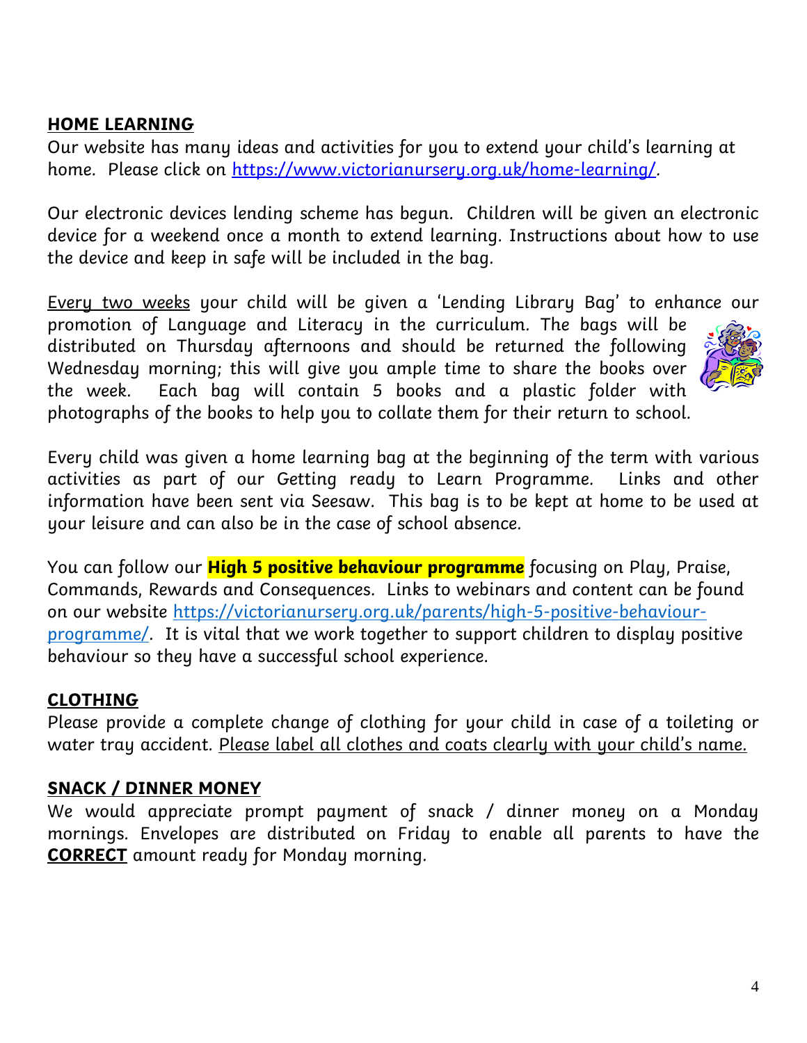## HOME LEARNING

Our website has many ideas and activities for you to extend your child's learning at home. Please click on https://www.victorianursery.org.uk/home-learning/.

Our electronic devices lending scheme has begun. Children will be given an electronic device for a weekend once a month to extend learning. Instructions about how to use the device and keep in safe will be included in the bag.

Every two weeks your child will be given a 'Lending Library Bag' to enhance our promotion of Language and Literacy in the curriculum. The bags will be distributed on Thursday afternoons and should be returned the following Wednesday morning; this will give you ample time to share the books over the week. Each bag will contain 5 books and a plastic folder with photographs of the books to help you to collate them for their return to school.

Every child was given a home learning bag at the beginning of the term with various activities as part of our Getting ready to Learn Programme. Links and other information have been sent via Seesaw. This bag is to be kept at home to be used at your leisure and can also be in the case of school absence.

You can follow our **High 5 positive behaviour programme** focusing on Play, Praise, Commands, Rewards and Consequences. Links to webinars and content can be found on our website https://victorianursery.org.uk/parents/high-5-positive-behaviour-programme/. It is vital that we work together to support children to display positive behaviour so they have a successful school experience.

## CLOTHING

Please provide a complete change of clothing for your child in case of a toileting or water tray accident. Please label all clothes and coats clearly with your child's name.

## SNACK / DINNER MONEY

We would appreciate prompt payment of snack / dinner money on a Monday mornings. Envelopes are distributed on Friday to enable all parents to have the **CORRECT** amount ready for Monday morning.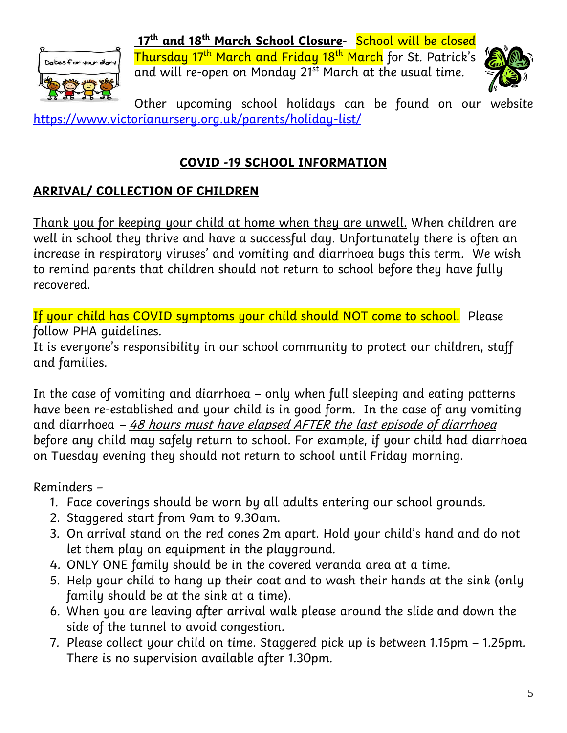**17th and 18th March School Closure-** School will be closed Thursday 17th March and Friday 18th March for St. Patrick's and will re-open on Monday 21st March at the usual time.

Other upcoming school holidays can be found on our website https://www.victorianursery.org.uk/parents/holiday-list/

## COVID -19 SCHOOL INFORMATION

### ARRIVAL/ COLLECTION OF CHILDREN

Thank you for keeping your child at home when they are unwell. When children are well in school they thrive and have a successful day. Unfortunately there is often an increase in respiratory viruses' and vomiting and diarrhoea bugs this term. We wish to remind parents that children should not return to school before they have fully recovered.

If your child has COVID symptoms your child should NOT come to school. Please follow PHA guidelines.
It is everyone's responsibility in our school community to protect our children, staff and families.

In the case of vomiting and diarrhoea – only when full sleeping and eating patterns have been re-established and your child is in good form. In the case of any vomiting and diarrhoea – *48 hours must have elapsed AFTER the last episode of diarrhoea* before any child may safely return to school. For example, if your child had diarrhoea on Tuesday evening they should not return to school until Friday morning.

Reminders –

1. Face coverings should be worn by all adults entering our school grounds.
2. Staggered start from 9am to 9.30am.
3. On arrival stand on the red cones 2m apart. Hold your child's hand and do not let them play on equipment in the playground.
4. ONLY ONE family should be in the covered veranda area at a time.
5. Help your child to hang up their coat and to wash their hands at the sink (only family should be at the sink at a time).
6. When you are leaving after arrival walk please around the slide and down the side of the tunnel to avoid congestion.
7. Please collect your child on time. Staggered pick up is between 1.15pm – 1.25pm. There is no supervision available after 1.30pm.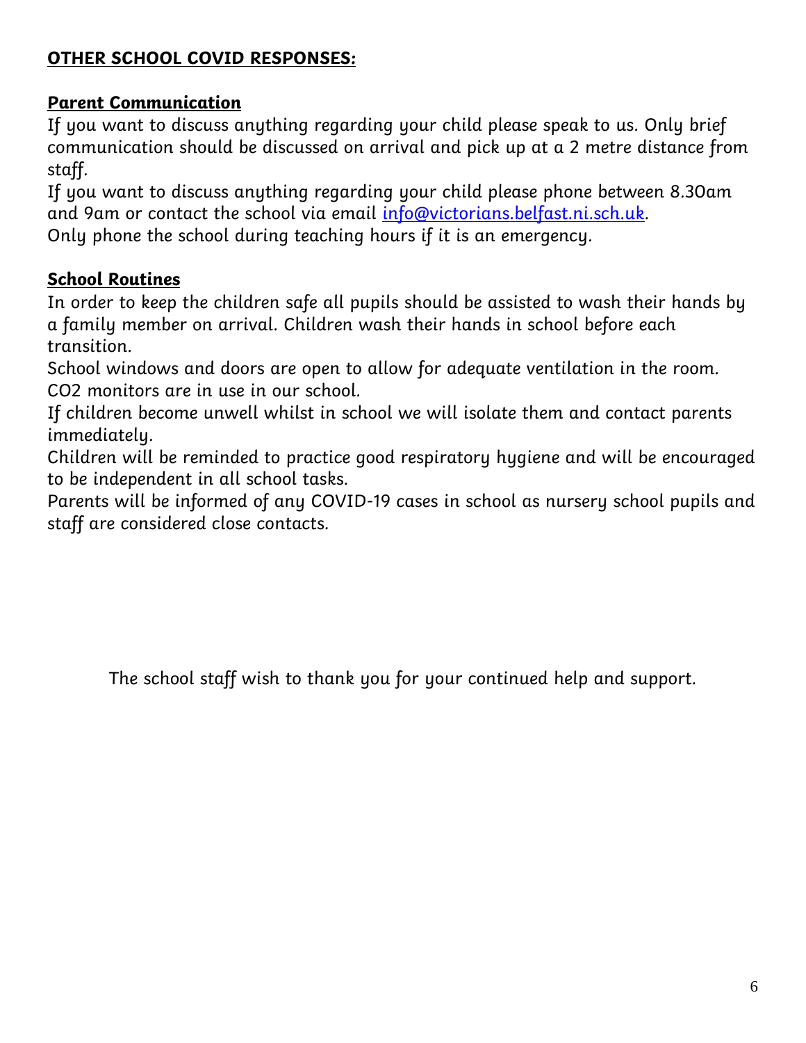## OTHER SCHOOL COVID RESPONSES:

### Parent Communication

If you want to discuss anything regarding your child please speak to us. Only brief communication should be discussed on arrival and pick up at a 2 metre distance from staff.

If you want to discuss anything regarding your child please phone between 8.30am and 9am or contact the school via email [info@victorians.belfast.ni.sch.uk](mailto:info@victorians.belfast.ni.sch.uk).

Only phone the school during teaching hours if it is an emergency.

### School Routines

In order to keep the children safe all pupils should be assisted to wash their hands by a family member on arrival. Children wash their hands in school before each transition.

School windows and doors are open to allow for adequate ventilation in the room. $CO_2$ monitors are in use in our school.

If children become unwell whilst in school we will isolate them and contact parents immediately.

Children will be reminded to practice good respiratory hygiene and will be encouraged to be independent in all school tasks.

Parents will be informed of any COVID-19 cases in school as nursery school pupils and staff are considered close contacts.

The school staff wish to thank you for your continued help and support.